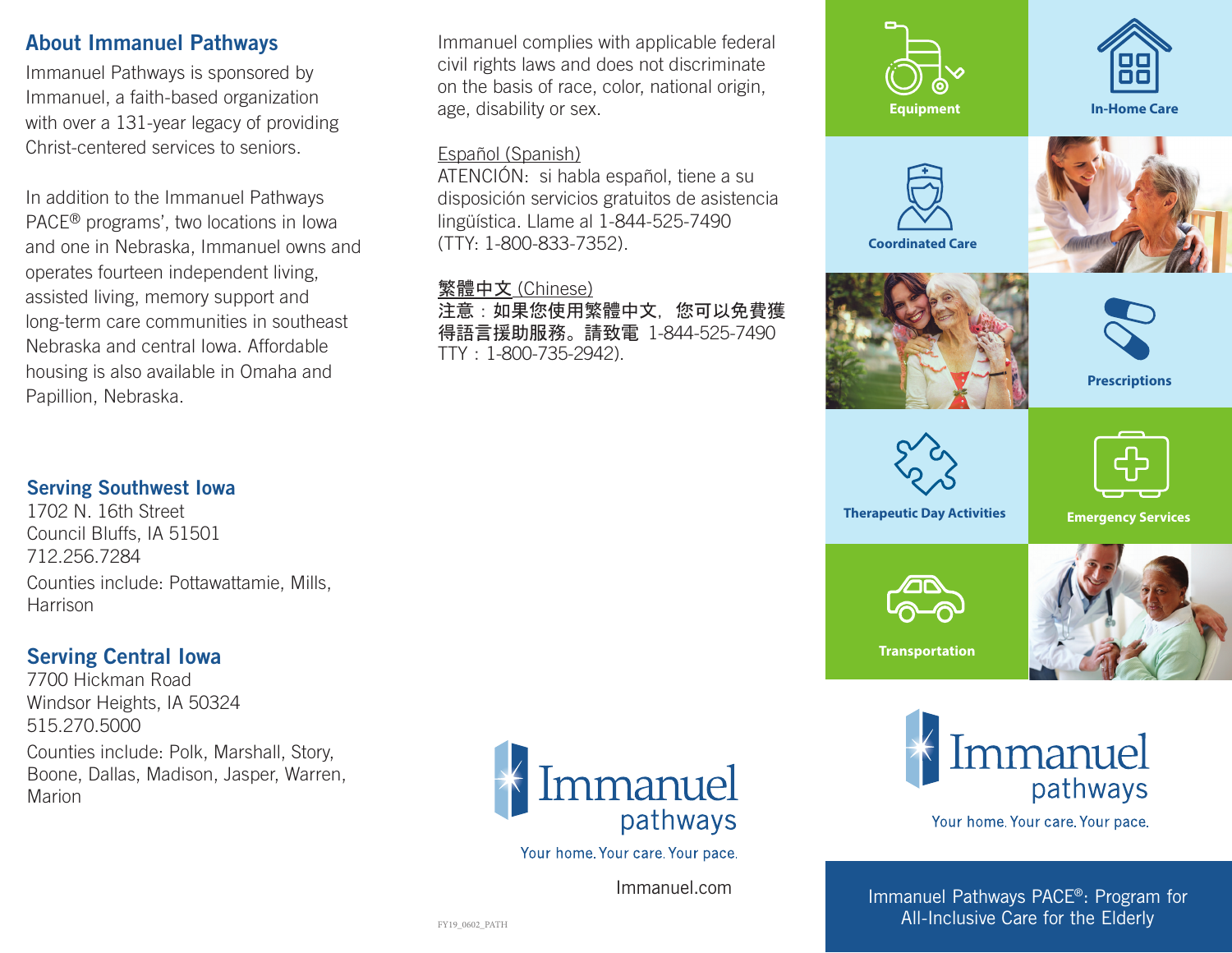## About Immanuel Pathways

Immanuel Pathways is sponsored by Immanuel, a faith-based organization with over a 131-year legacy of providing Christ-centered services to seniors.

In addition to the Immanuel Pathways PACE® programs', two locations in Iowa and one in Nebraska, Immanuel owns and operates fourteen independent living, assisted living, memory support and long-term care communities in southeast Nebraska and central Iowa. Affordable housing is also available in Omaha and Papillion, Nebraska.

### Serving Southwest Iowa

1702 N. 16th Street
Council Bluffs, IA 51501
712.256.7284

Counties include: Pottawattamie, Mills, Harrison

### Serving Central Iowa

7700 Hickman Road
Windsor Heights, IA 50324
515.270.5000

Counties include: Polk, Marshall, Story, Boone, Dallas, Madison, Jasper, Warren, Marion

Immanuel complies with applicable federal civil rights laws and does not discriminate on the basis of race, color, national origin, age, disability or sex.

Español (Spanish)
ATENCIÓN: si habla español, tiene a su disposición servicios gratuitos de asistencia lingüística. Llame al 1-844-525-7490 (TTY: 1-800-833-7352).

繁體中文 (Chinese)
注意：如果您使用繁體中文，您可以免費獲得語言援助服務。請致電 1-844-525-7490 TTY：1-800-735-2942).

Immanuel pathways

Your home. Your care. Your pace.

Immanuel.com

FY19_0602_PATH

Equipment

In-Home Care

Coordinated Care

Prescriptions

Therapeutic Day Activities

Emergency Services

Transportation

Immanuel pathways

Your home. Your care. Your pace.

Immanuel Pathways PACE®: Program for All-Inclusive Care for the Elderly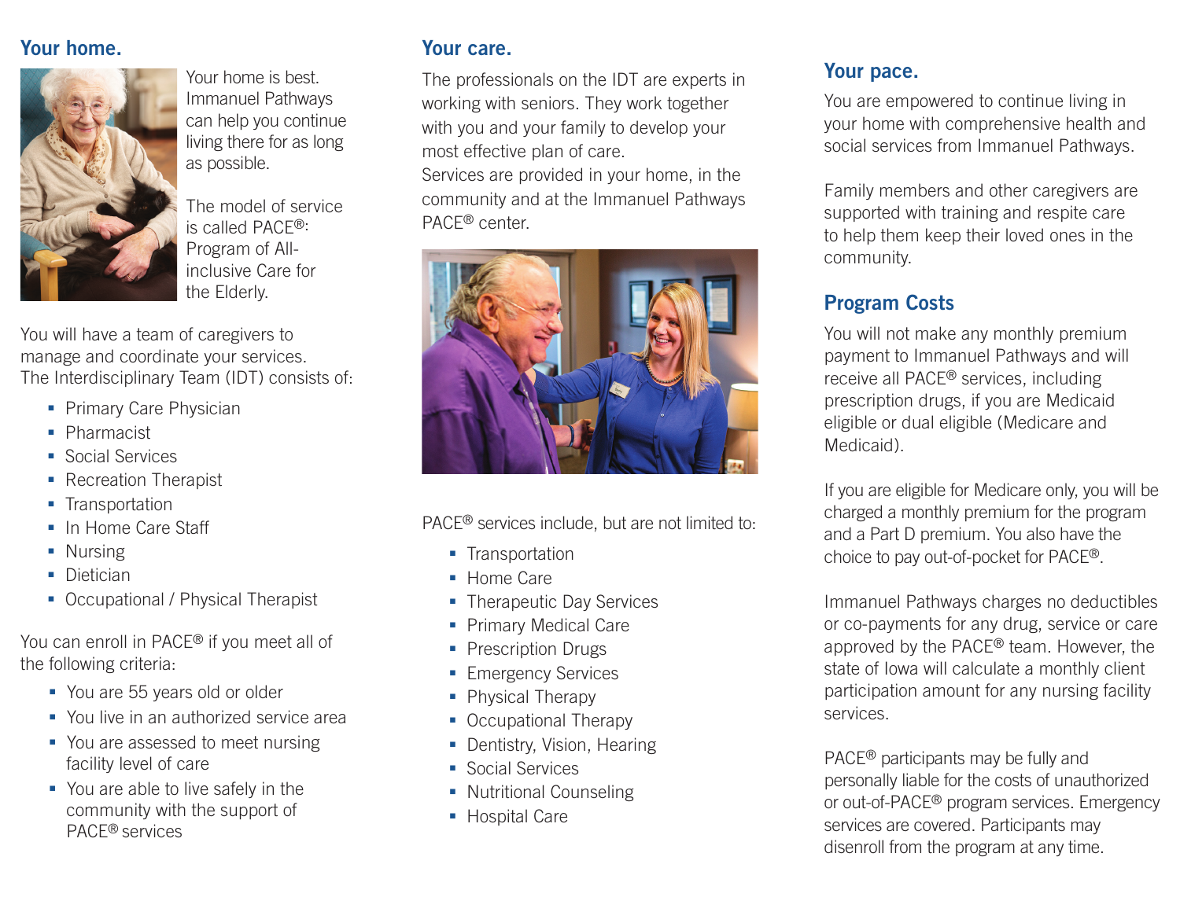## Your home.

Your home is best. Immanuel Pathways can help you continue living there for as long as possible.

The model of service is called PACE®: Program of All-inclusive Care for the Elderly.

You will have a team of caregivers to manage and coordinate your services. The Interdisciplinary Team (IDT) consists of:

- Primary Care Physician
- Pharmacist
- Social Services
- Recreation Therapist
- Transportation
- In Home Care Staff
- Nursing
- Dietician
- Occupational / Physical Therapist

You can enroll in PACE® if you meet all of the following criteria:

- You are 55 years old or older
- You live in an authorized service area
- You are assessed to meet nursing facility level of care
- You are able to live safely in the community with the support of PACE® services

## Your care.

The professionals on the IDT are experts in working with seniors. They work together with you and your family to develop your most effective plan of care.
Services are provided in your home, in the community and at the Immanuel Pathways PACE® center.

PACE® services include, but are not limited to:

- Transportation
- Home Care
- Therapeutic Day Services
- Primary Medical Care
- Prescription Drugs
- Emergency Services
- Physical Therapy
- Occupational Therapy
- Dentistry, Vision, Hearing
- Social Services
- Nutritional Counseling
- Hospital Care

## Your pace.

You are empowered to continue living in your home with comprehensive health and social services from Immanuel Pathways.

Family members and other caregivers are supported with training and respite care to help them keep their loved ones in the community.

## Program Costs

You will not make any monthly premium payment to Immanuel Pathways and will receive all PACE® services, including prescription drugs, if you are Medicaid eligible or dual eligible (Medicare and Medicaid).

If you are eligible for Medicare only, you will be charged a monthly premium for the program and a Part D premium. You also have the choice to pay out-of-pocket for PACE®.

Immanuel Pathways charges no deductibles or co-payments for any drug, service or care approved by the PACE® team. However, the state of Iowa will calculate a monthly client participation amount for any nursing facility services.

PACE® participants may be fully and personally liable for the costs of unauthorized or out-of-PACE® program services. Emergency services are covered. Participants may disenroll from the program at any time.